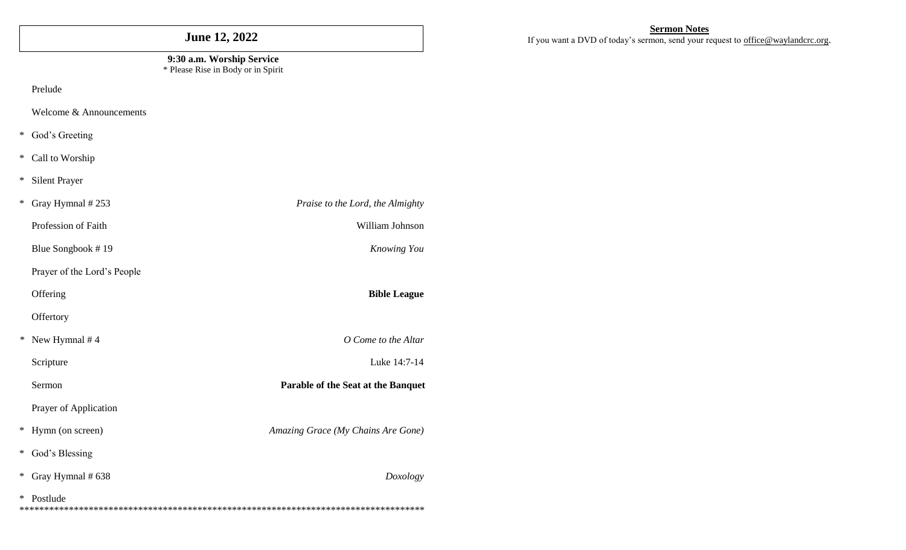# June 12, 2022

**9:30 a.m. Worship Service**
* Please Rise in Body or in Spirit

| | | |
|---|---|---|
| | Prelude | |
| | Welcome & Announcements | |
| * | God's Greeting | |
| * | Call to Worship | |
| * | Silent Prayer | |
| * | Gray Hymnal # 253 | *Praise to the Lord, the Almighty* |
| | Profession of Faith | William Johnson |
| | Blue Songbook # 19 | *Knowing You* |
| | Prayer of the Lord's People | |
| | Offering | **Bible League** |
| | Offertory | |
| * | New Hymnal # 4 | *O Come to the Altar* |
| | Scripture | Luke 14:7-14 |
| | Sermon | **Parable of the Seat at the Banquet** |
| | Prayer of Application | |
| * | Hymn (on screen) | *Amazing Grace (My Chains Are Gone)* |
| * | God's Blessing | |
| * | Gray Hymnal # 638 | *Doxology* |
| * | Postlude | |

************************************************************************************

**Sermon Notes**

If you want a DVD of today's sermon, send your request to office@waylandcrc.org.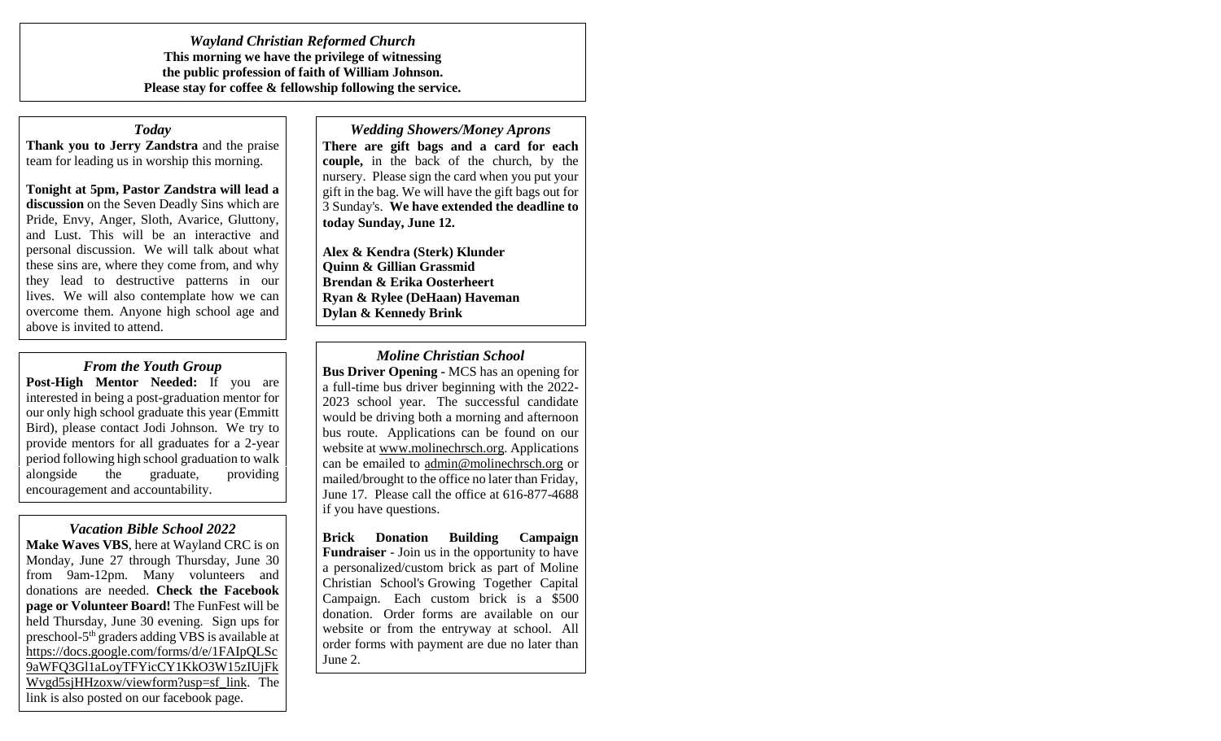***Wayland Christian Reformed Church***

**This morning we have the privilege of witnessing the public profession of faith of William Johnson. Please stay for coffee & fellowship following the service.**

### *Today*

**Thank you to Jerry Zandstra** and the praise team for leading us in worship this morning.

**Tonight at 5pm, Pastor Zandstra will lead a discussion** on the Seven Deadly Sins which are Pride, Envy, Anger, Sloth, Avarice, Gluttony, and Lust. This will be an interactive and personal discussion. We will talk about what these sins are, where they come from, and why they lead to destructive patterns in our lives. We will also contemplate how we can overcome them. Anyone high school age and above is invited to attend.

### *From the Youth Group*

**Post-High Mentor Needed:** If you are interested in being a post-graduation mentor for our only high school graduate this year (Emmitt Bird), please contact Jodi Johnson. We try to provide mentors for all graduates for a 2-year period following high school graduation to walk alongside the graduate, providing encouragement and accountability.

### *Vacation Bible School 2022*

**Make Waves VBS**, here at Wayland CRC is on Monday, June 27 through Thursday, June 30 from 9am-12pm. Many volunteers and donations are needed. **Check the Facebook page or Volunteer Board!** The FunFest will be held Thursday, June 30 evening. Sign ups for preschool-5th graders adding VBS is available at https://docs.google.com/forms/d/e/1FAIpQLSc9aWFQ3Gl1aLoyTFYicCY1KkO3W15zIUjFkWvgd5sjHHzoxw/viewform?usp=sf_link. The link is also posted on our facebook page.

### *Wedding Showers/Money Aprons*

**There are gift bags and a card for each couple,** in the back of the church, by the nursery. Please sign the card when you put your gift in the bag. We will have the gift bags out for 3 Sunday's. **We have extended the deadline to today Sunday, June 12.**

**Alex & Kendra (Sterk) Klunder**
**Quinn & Gillian Grassmid**
**Brendan & Erika Oosterheert**
**Ryan & Rylee (DeHaan) Haveman**
**Dylan & Kennedy Brink**

### *Moline Christian School*

**Bus Driver Opening -** MCS has an opening for a full-time bus driver beginning with the 2022-2023 school year. The successful candidate would be driving both a morning and afternoon bus route. Applications can be found on our website at www.molinechrsch.org. Applications can be emailed to admin@molinechrsch.org or mailed/brought to the office no later than Friday, June 17. Please call the office at 616-877-4688 if you have questions.

**Brick Donation Building Campaign Fundraiser** - Join us in the opportunity to have a personalized/custom brick as part of Moline Christian School's Growing Together Capital Campaign. Each custom brick is a $500 donation. Order forms are available on our website or from the entryway at school. All order forms with payment are due no later than June 2.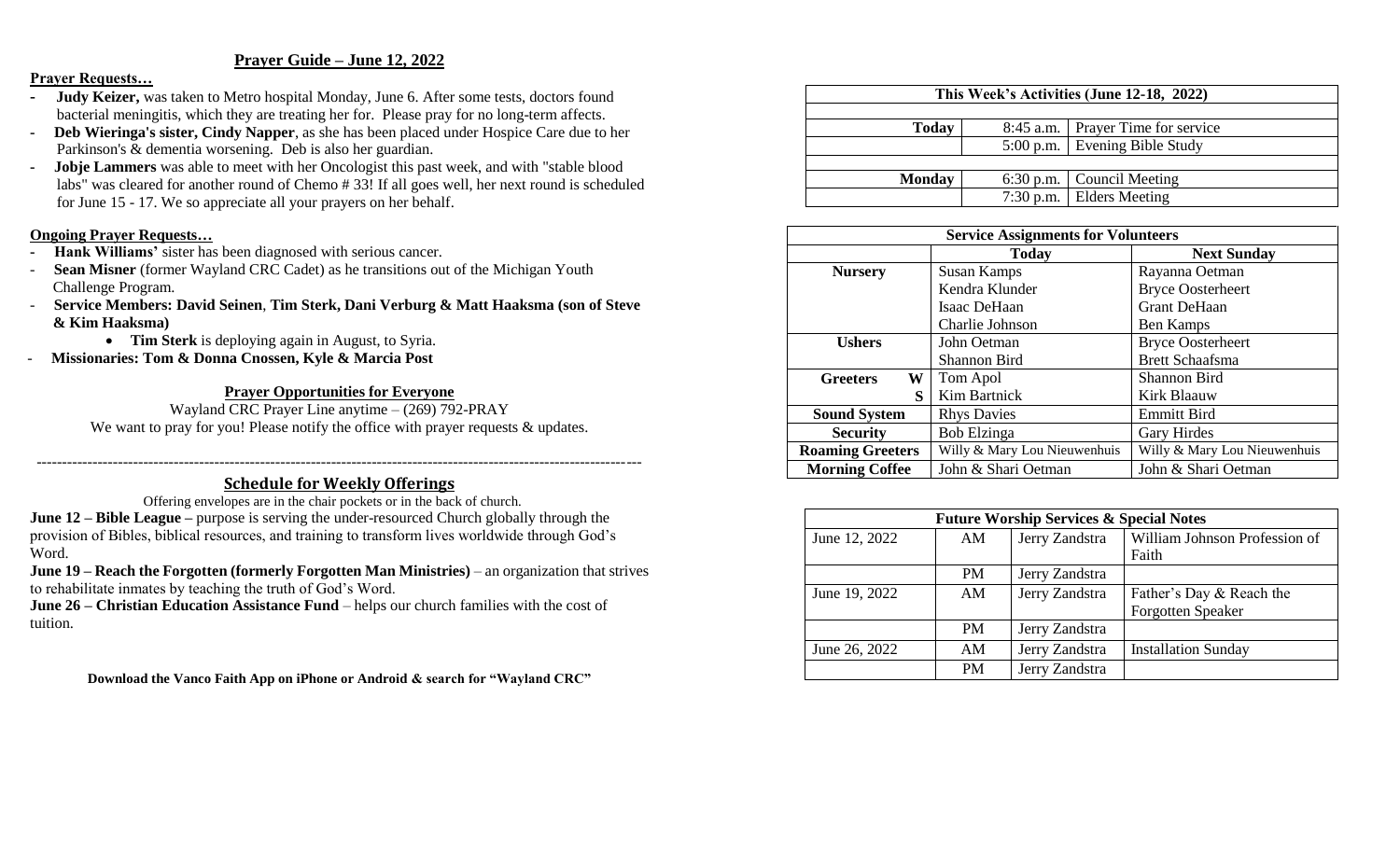## Prayer Guide – June 12, 2022

**Prayer Requests…**

- **Judy Keizer,** was taken to Metro hospital Monday, June 6. After some tests, doctors found bacterial meningitis, which they are treating her for. Please pray for no long-term affects.
- **Deb Wieringa's sister, Cindy Napper**, as she has been placed under Hospice Care due to her Parkinson's & dementia worsening. Deb is also her guardian.
- **Jobje Lammers** was able to meet with her Oncologist this past week, and with "stable blood labs" was cleared for another round of Chemo # 33! If all goes well, her next round is scheduled for June 15 - 17. We so appreciate all your prayers on her behalf.

**Ongoing Prayer Requests…**

- **Hank Williams'** sister has been diagnosed with serious cancer.
- **Sean Misner** (former Wayland CRC Cadet) as he transitions out of the Michigan Youth Challenge Program.
- **Service Members: David Seinen**, **Tim Sterk, Dani Verburg & Matt Haaksma (son of Steve & Kim Haaksma)**
  - **Tim Sterk** is deploying again in August, to Syria.
- **Missionaries: Tom & Donna Cnossen, Kyle & Marcia Post**

**Prayer Opportunities for Everyone**

Wayland CRC Prayer Line anytime – (269) 792-PRAY

We want to pray for you! Please notify the office with prayer requests & updates.

---

### Schedule for Weekly Offerings

Offering envelopes are in the chair pockets or in the back of church.

**June 12 – Bible League –** purpose is serving the under-resourced Church globally through the provision of Bibles, biblical resources, and training to transform lives worldwide through God's Word.

**June 19 – Reach the Forgotten (formerly Forgotten Man Ministries)** – an organization that strives to rehabilitate inmates by teaching the truth of God's Word.

**June 26 – Christian Education Assistance Fund** – helps our church families with the cost of tuition.

**Download the Vanco Faith App on iPhone or Android & search for "Wayland CRC"**

| This Week's Activities (June 12-18, 2022) | | |
|---|---|---|
| **Today** | 8:45 a.m. | Prayer Time for service |
| | 5:00 p.m. | Evening Bible Study |
| **Monday** | 6:30 p.m. | Council Meeting |
| | 7:30 p.m. | Elders Meeting |

| Service Assignments for Volunteers | | |
|---|---|---|
| | **Today** | **Next Sunday** |
| **Nursery** | Susan Kamps | Rayanna Oetman |
| | Kendra Klunder | Bryce Oosterheert |
| | Isaac DeHaan | Grant DeHaan |
| | Charlie Johnson | Ben Kamps |
| **Ushers** | John Oetman | Bryce Oosterheert |
| | Shannon Bird | Brett Schaafsma |
| **Greeters W** | Tom Apol | Shannon Bird |
| **S** | Kim Bartnick | Kirk Blaauw |
| **Sound System** | Rhys Davies | Emmitt Bird |
| **Security** | Bob Elzinga | Gary Hirdes |
| **Roaming Greeters** | Willy & Mary Lou Nieuwenhuis | Willy & Mary Lou Nieuwenhuis |
| **Morning Coffee** | John & Shari Oetman | John & Shari Oetman |

| Future Worship Services & Special Notes | | | |
|---|---|---|---|
| June 12, 2022 | AM | Jerry Zandstra | William Johnson Profession of Faith |
| | PM | Jerry Zandstra | |
| June 19, 2022 | AM | Jerry Zandstra | Father's Day & Reach the Forgotten Speaker |
| | PM | Jerry Zandstra | |
| June 26, 2022 | AM | Jerry Zandstra | Installation Sunday |
| | PM | Jerry Zandstra | |